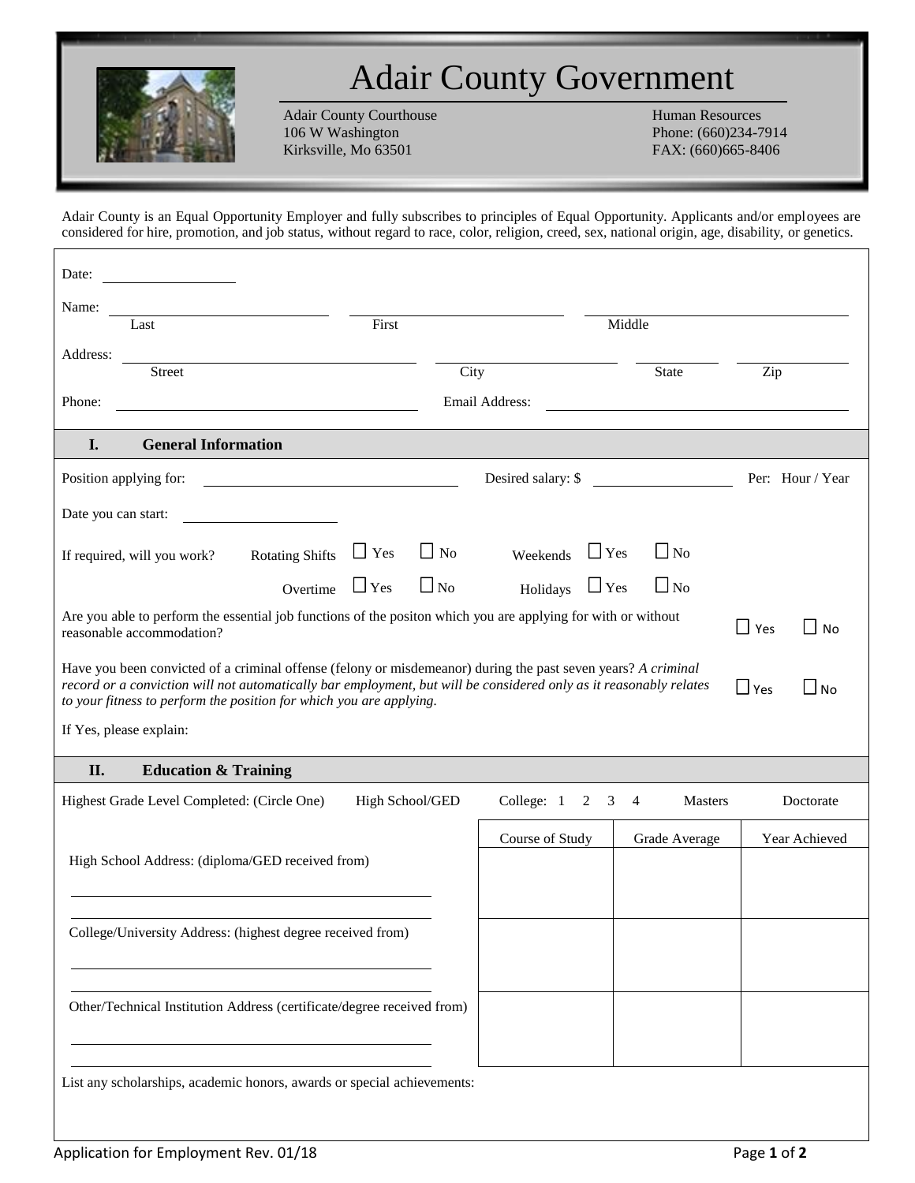# Adair County Government

Adair County Courthouse
106 W Washington
Kirksville, Mo 63501

Human Resources
Phone: (660)234-7914
FAX: (660)665-8406

Adair County is an Equal Opportunity Employer and fully subscribes to principles of Equal Opportunity. Applicants and/or employees are considered for hire, promotion, and job status, without regard to race, color, religion, creed, sex, national origin, age, disability, or genetics.

Date: ______________

Name: ______________ (Last) ______________ (First) ______________ (Middle)

Address: ______________ (Street) ______________ (City) ______________ (State) ______________ (Zip)

Phone: ______________ Email Address: ______________

## I. General Information

Position applying for: ______________ Desired salary: $ ______________ Per: Hour / Year

Date you can start: ______________

If required, will you work?

| | | | | | |
|---|---|---|---|---|---|
| Rotating Shifts | ☐ Yes | ☐ No | Weekends | ☐ Yes | ☐ No |
| Overtime | ☐ Yes | ☐ No | Holidays | ☐ Yes | ☐ No |

Are you able to perform the essential job functions of the positon which you are applying for with or without reasonable accommodation? ☐ Yes ☐ No

Have you been convicted of a criminal offense (felony or misdemeanor) during the past seven years? *A criminal record or a conviction will not automatically bar employment, but will be considered only as it reasonably relates to your fitness to perform the position for which you are applying.* ☐ Yes ☐ No

If Yes, please explain:

## II. Education & Training

Highest Grade Level Completed: (Circle One) High School/GED College: 1 2 3 4 Masters Doctorate

| | Course of Study | Grade Average | Year Achieved |
|---|---|---|---|
| High School Address: (diploma/GED received from) | | | |
| College/University Address: (highest degree received from) | | | |
| Other/Technical Institution Address (certificate/degree received from) | | | |

List any scholarships, academic honors, awards or special achievements:

Application for Employment Rev. 01/18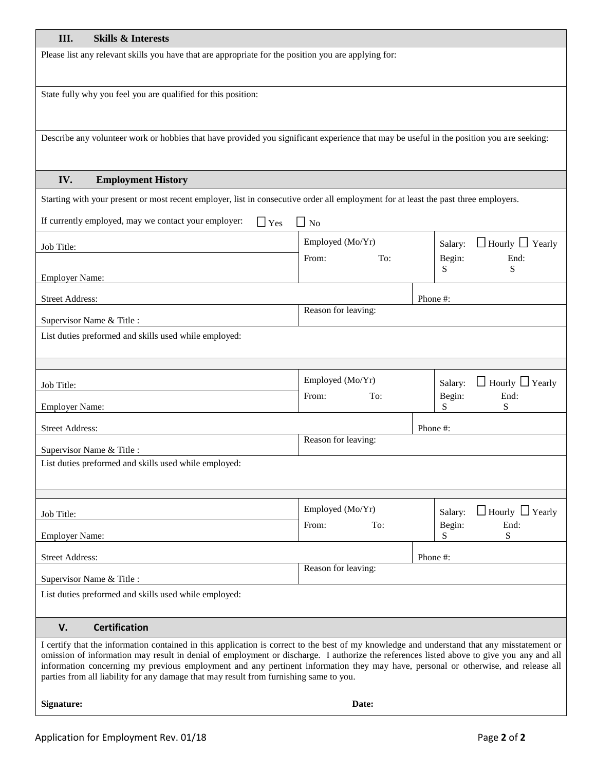## III. Skills & Interests

Please list any relevant skills you have that are appropriate for the position you are applying for:

State fully why you feel you are qualified for this position:

Describe any volunteer work or hobbies that have provided you significant experience that may be useful in the position you are seeking:

## IV. Employment History

Starting with your present or most recent employer, list in consecutive order all employment for at least the past three employers.

If currently employed, may we contact your employer: ☐ Yes ☐ No

| | | |
|---|---|---|
| Job Title: | Employed (Mo/Yr) | Salary: ☐ Hourly ☐ Yearly |
| Employer Name: | From: To: | Begin: S End: S |
| Street Address: | | Phone #: |
| Supervisor Name & Title : | Reason for leaving: | |
| List duties preformed and skills used while employed: | | |

| | | |
|---|---|---|
| Job Title: | Employed (Mo/Yr) | Salary: ☐ Hourly ☐ Yearly |
| Employer Name: | From: To: | Begin: S End: S |
| Street Address: | | Phone #: |
| Supervisor Name & Title : | Reason for leaving: | |
| List duties preformed and skills used while employed: | | |

| | | |
|---|---|---|
| Job Title: | Employed (Mo/Yr) | Salary: ☐ Hourly ☐ Yearly |
| Employer Name: | From: To: | Begin: S End: S |
| Street Address: | | Phone #: |
| Supervisor Name & Title : | Reason for leaving: | |
| List duties preformed and skills used while employed: | | |

## V. Certification

I certify that the information contained in this application is correct to the best of my knowledge and understand that any misstatement or omission of information may result in denial of employment or discharge. I authorize the references listed above to give you any and all information concerning my previous employment and any pertinent information they may have, personal or otherwise, and release all parties from all liability for any damage that may result from furnishing same to you.

**Signature:** **Date:**

Application for Employment Rev. 01/18